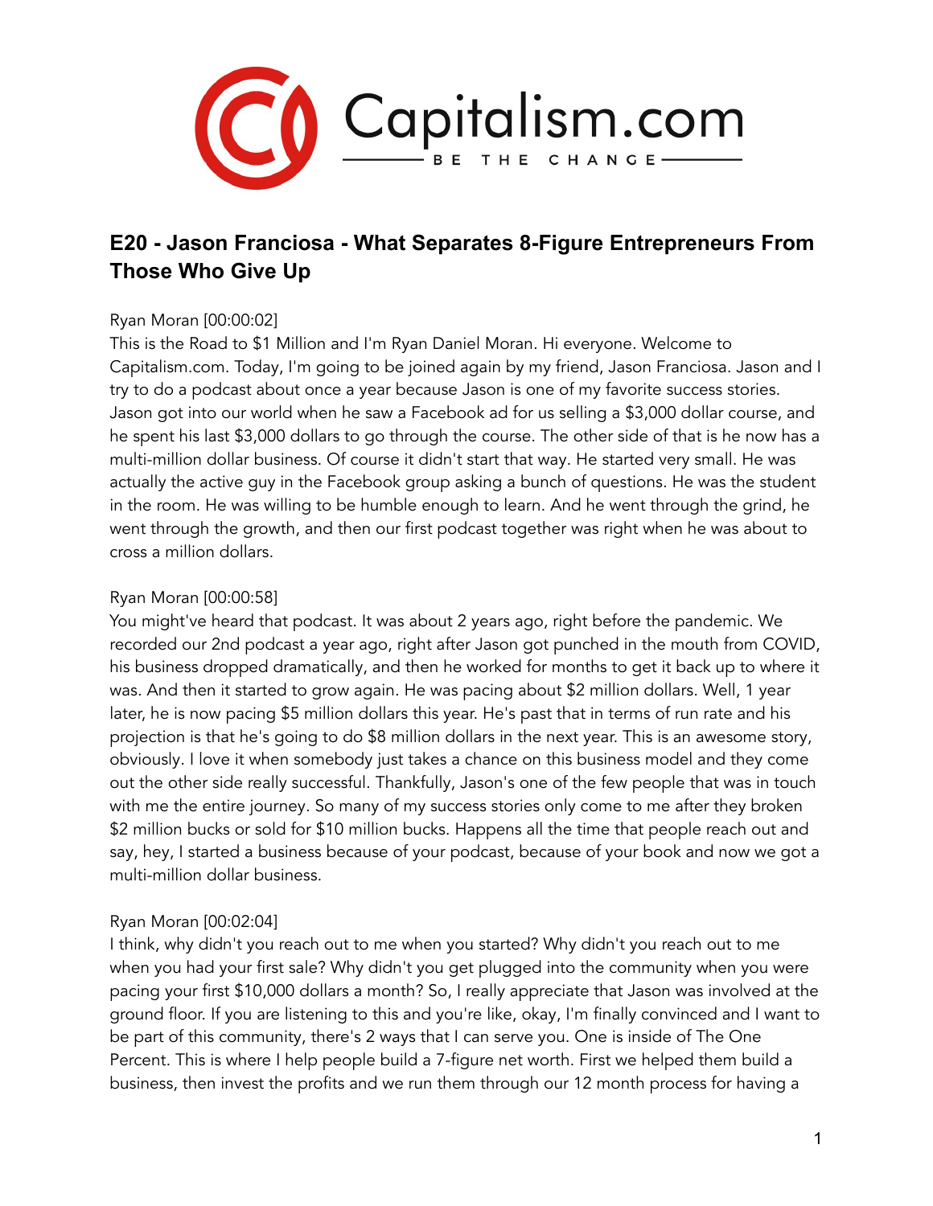## E20 - Jason Franciosa - What Separates 8-Figure Entrepreneurs From Those Who Give Up

Ryan Moran [00:00:02]
This is the Road to $1 Million and I'm Ryan Daniel Moran. Hi everyone. Welcome to Capitalism.com. Today, I'm going to be joined again by my friend, Jason Franciosa. Jason and I try to do a podcast about once a year because Jason is one of my favorite success stories. Jason got into our world when he saw a Facebook ad for us selling a $3,000 dollar course, and he spent his last $3,000 dollars to go through the course. The other side of that is he now has a multi-million dollar business. Of course it didn't start that way. He started very small. He was actually the active guy in the Facebook group asking a bunch of questions. He was the student in the room. He was willing to be humble enough to learn. And he went through the grind, he went through the growth, and then our first podcast together was right when he was about to cross a million dollars.

Ryan Moran [00:00:58]
You might've heard that podcast. It was about 2 years ago, right before the pandemic. We recorded our 2nd podcast a year ago, right after Jason got punched in the mouth from COVID, his business dropped dramatically, and then he worked for months to get it back up to where it was. And then it started to grow again. He was pacing about $2 million dollars. Well, 1 year later, he is now pacing $5 million dollars this year. He's past that in terms of run rate and his projection is that he's going to do $8 million dollars in the next year. This is an awesome story, obviously. I love it when somebody just takes a chance on this business model and they come out the other side really successful. Thankfully, Jason's one of the few people that was in touch with me the entire journey. So many of my success stories only come to me after they broken $2 million bucks or sold for $10 million bucks. Happens all the time that people reach out and say, hey, I started a business because of your podcast, because of your book and now we got a multi-million dollar business.

Ryan Moran [00:02:04]
I think, why didn't you reach out to me when you started? Why didn't you reach out to me when you had your first sale? Why didn't you get plugged into the community when you were pacing your first $10,000 dollars a month? So, I really appreciate that Jason was involved at the ground floor. If you are listening to this and you're like, okay, I'm finally convinced and I want to be part of this community, there's 2 ways that I can serve you. One is inside of The One Percent. This is where I help people build a 7-figure net worth. First we helped them build a business, then invest the profits and we run them through our 12 month process for having a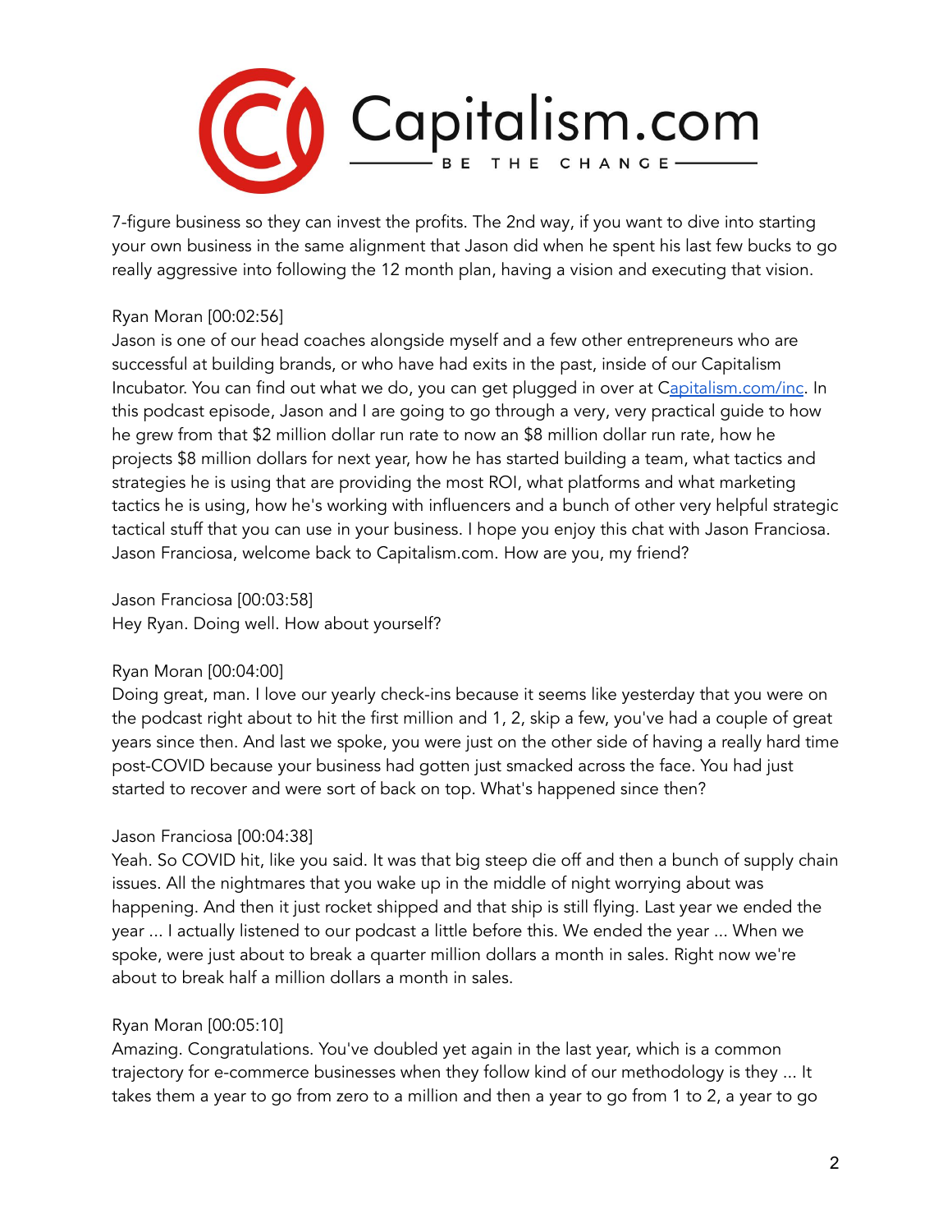7-figure business so they can invest the profits. The 2nd way, if you want to dive into starting your own business in the same alignment that Jason did when he spent his last few bucks to go really aggressive into following the 12 month plan, having a vision and executing that vision.

Ryan Moran [00:02:56]
Jason is one of our head coaches alongside myself and a few other entrepreneurs who are successful at building brands, or who have had exits in the past, inside of our Capitalism Incubator. You can find out what we do, you can get plugged in over at Capitalism.com/inc. In this podcast episode, Jason and I are going to go through a very, very practical guide to how he grew from that $2 million dollar run rate to now an $8 million dollar run rate, how he projects $8 million dollars for next year, how he has started building a team, what tactics and strategies he is using that are providing the most ROI, what platforms and what marketing tactics he is using, how he's working with influencers and a bunch of other very helpful strategic tactical stuff that you can use in your business. I hope you enjoy this chat with Jason Franciosa. Jason Franciosa, welcome back to Capitalism.com. How are you, my friend?

Jason Franciosa [00:03:58]
Hey Ryan. Doing well. How about yourself?

Ryan Moran [00:04:00]
Doing great, man. I love our yearly check-ins because it seems like yesterday that you were on the podcast right about to hit the first million and 1, 2, skip a few, you've had a couple of great years since then. And last we spoke, you were just on the other side of having a really hard time post-COVID because your business had gotten just smacked across the face. You had just started to recover and were sort of back on top. What's happened since then?

Jason Franciosa [00:04:38]
Yeah. So COVID hit, like you said. It was that big steep die off and then a bunch of supply chain issues. All the nightmares that you wake up in the middle of night worrying about was happening. And then it just rocket shipped and that ship is still flying. Last year we ended the year ... I actually listened to our podcast a little before this. We ended the year ... When we spoke, were just about to break a quarter million dollars a month in sales. Right now we're about to break half a million dollars a month in sales.

Ryan Moran [00:05:10]
Amazing. Congratulations. You've doubled yet again in the last year, which is a common trajectory for e-commerce businesses when they follow kind of our methodology is they ... It takes them a year to go from zero to a million and then a year to go from 1 to 2, a year to go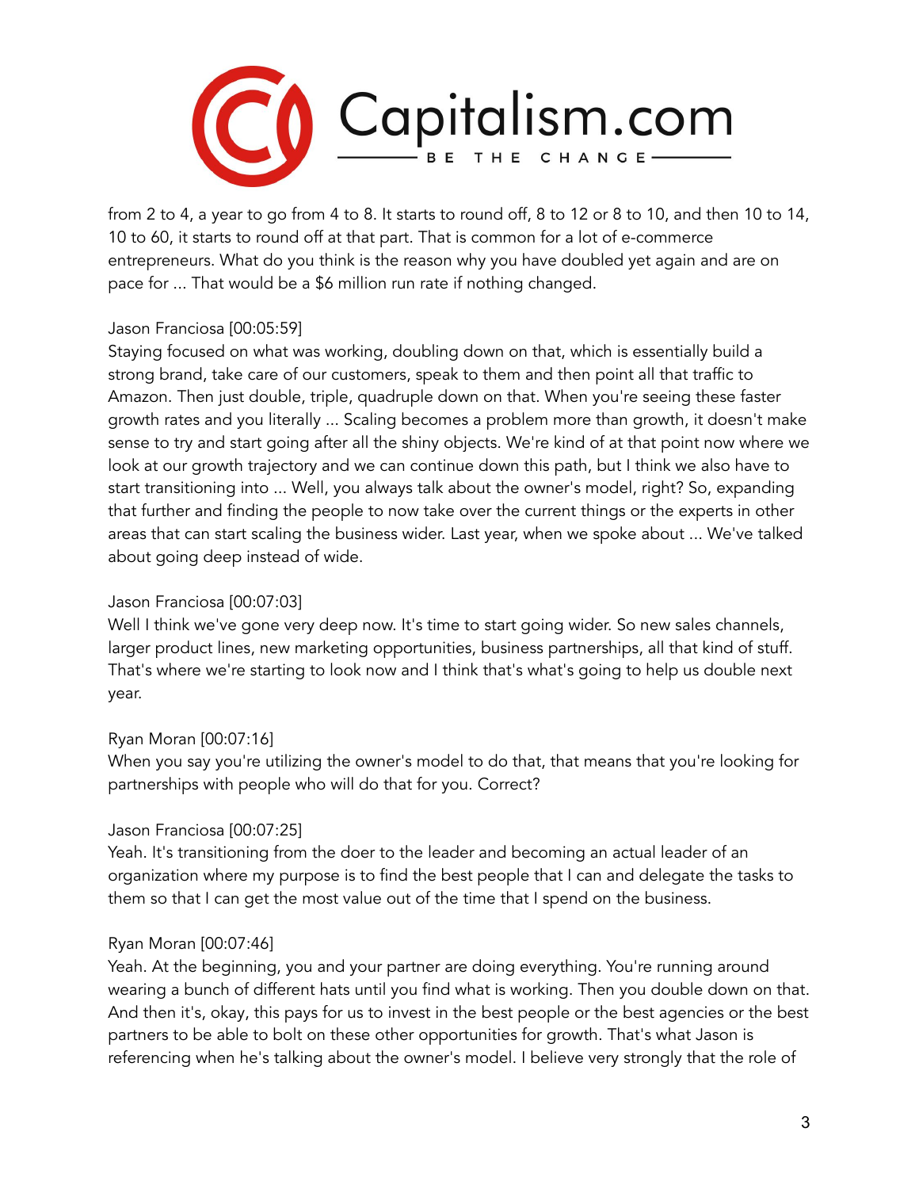from 2 to 4, a year to go from 4 to 8. It starts to round off, 8 to 12 or 8 to 10, and then 10 to 14, 10 to 60, it starts to round off at that part. That is common for a lot of e-commerce entrepreneurs. What do you think is the reason why you have doubled yet again and are on pace for ... That would be a $6 million run rate if nothing changed.

Jason Franciosa [00:05:59]
Staying focused on what was working, doubling down on that, which is essentially build a strong brand, take care of our customers, speak to them and then point all that traffic to Amazon. Then just double, triple, quadruple down on that. When you're seeing these faster growth rates and you literally ... Scaling becomes a problem more than growth, it doesn't make sense to try and start going after all the shiny objects. We're kind of at that point now where we look at our growth trajectory and we can continue down this path, but I think we also have to start transitioning into ... Well, you always talk about the owner's model, right? So, expanding that further and finding the people to now take over the current things or the experts in other areas that can start scaling the business wider. Last year, when we spoke about ... We've talked about going deep instead of wide.

Jason Franciosa [00:07:03]
Well I think we've gone very deep now. It's time to start going wider. So new sales channels, larger product lines, new marketing opportunities, business partnerships, all that kind of stuff. That's where we're starting to look now and I think that's what's going to help us double next year.

Ryan Moran [00:07:16]
When you say you're utilizing the owner's model to do that, that means that you're looking for partnerships with people who will do that for you. Correct?

Jason Franciosa [00:07:25]
Yeah. It's transitioning from the doer to the leader and becoming an actual leader of an organization where my purpose is to find the best people that I can and delegate the tasks to them so that I can get the most value out of the time that I spend on the business.

Ryan Moran [00:07:46]
Yeah. At the beginning, you and your partner are doing everything. You're running around wearing a bunch of different hats until you find what is working. Then you double down on that. And then it's, okay, this pays for us to invest in the best people or the best agencies or the best partners to be able to bolt on these other opportunities for growth. That's what Jason is referencing when he's talking about the owner's model. I believe very strongly that the role of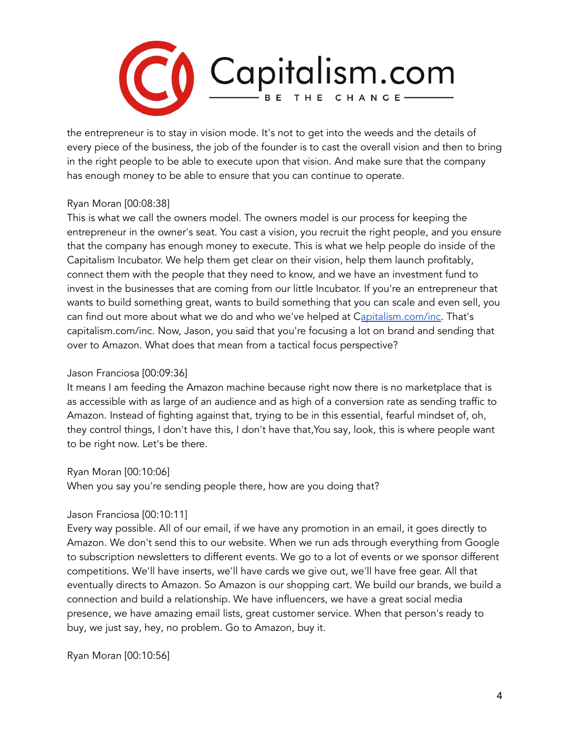the entrepreneur is to stay in vision mode. It's not to get into the weeds and the details of every piece of the business, the job of the founder is to cast the overall vision and then to bring in the right people to be able to execute upon that vision. And make sure that the company has enough money to be able to ensure that you can continue to operate.

Ryan Moran [00:08:38]
This is what we call the owners model. The owners model is our process for keeping the entrepreneur in the owner's seat. You cast a vision, you recruit the right people, and you ensure that the company has enough money to execute. This is what we help people do inside of the Capitalism Incubator. We help them get clear on their vision, help them launch profitably, connect them with the people that they need to know, and we have an investment fund to invest in the businesses that are coming from our little Incubator. If you're an entrepreneur that wants to build something great, wants to build something that you can scale and even sell, you can find out more about what we do and who we've helped at Capitalism.com/inc. That's capitalism.com/inc. Now, Jason, you said that you're focusing a lot on brand and sending that over to Amazon. What does that mean from a tactical focus perspective?

Jason Franciosa [00:09:36]
It means I am feeding the Amazon machine because right now there is no marketplace that is as accessible with as large of an audience and as high of a conversion rate as sending traffic to Amazon. Instead of fighting against that, trying to be in this essential, fearful mindset of, oh, they control things, I don't have this, I don't have that,You say, look, this is where people want to be right now. Let's be there.

Ryan Moran [00:10:06]
When you say you're sending people there, how are you doing that?

Jason Franciosa [00:10:11]
Every way possible. All of our email, if we have any promotion in an email, it goes directly to Amazon. We don't send this to our website. When we run ads through everything from Google to subscription newsletters to different events. We go to a lot of events or we sponsor different competitions. We'll have inserts, we'll have cards we give out, we'll have free gear. All that eventually directs to Amazon. So Amazon is our shopping cart. We build our brands, we build a connection and build a relationship. We have influencers, we have a great social media presence, we have amazing email lists, great customer service. When that person's ready to buy, we just say, hey, no problem. Go to Amazon, buy it.

Ryan Moran [00:10:56]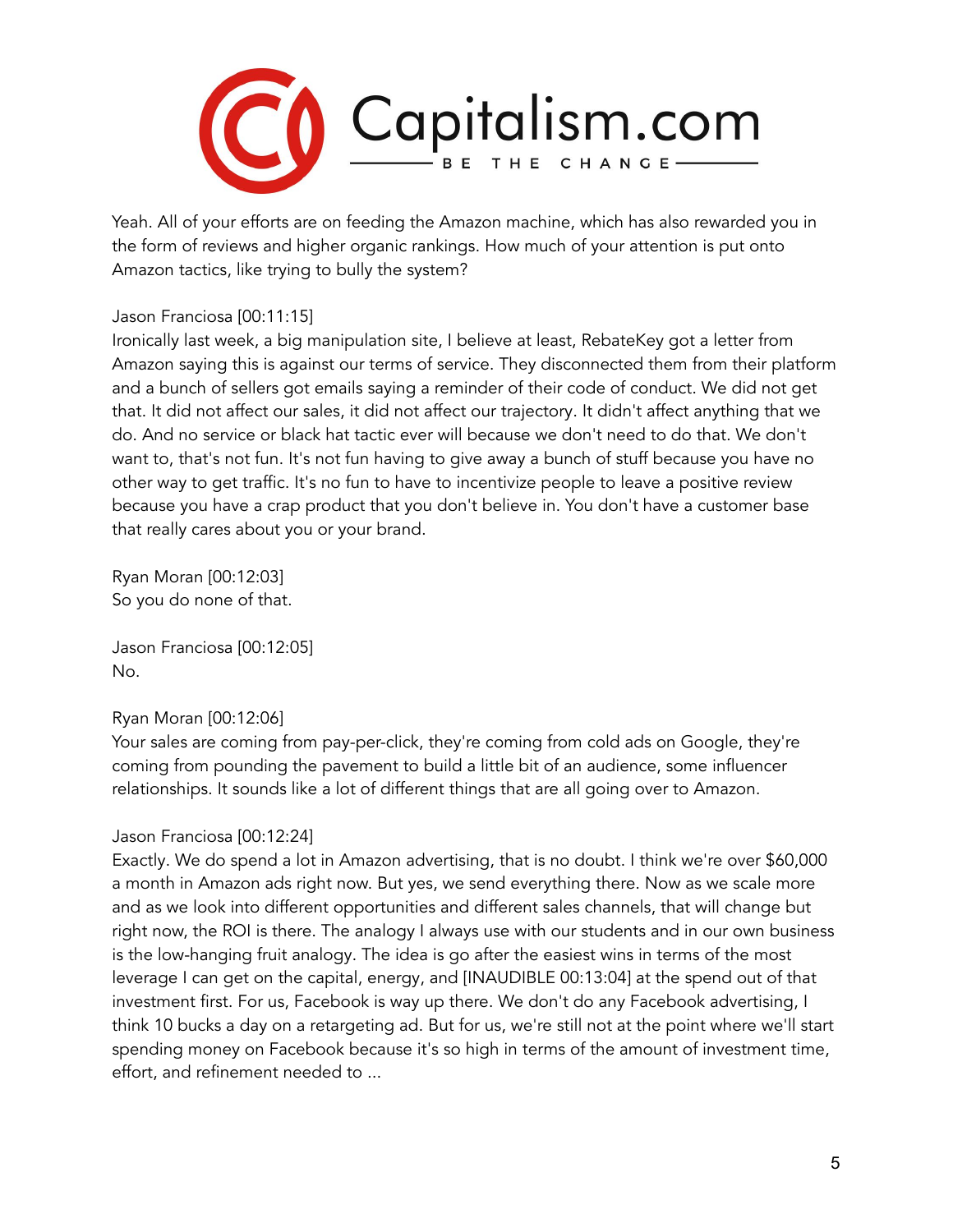Yeah. All of your efforts are on feeding the Amazon machine, which has also rewarded you in the form of reviews and higher organic rankings. How much of your attention is put onto Amazon tactics, like trying to bully the system?

Jason Franciosa [00:11:15]
Ironically last week, a big manipulation site, I believe at least, RebateKey got a letter from Amazon saying this is against our terms of service. They disconnected them from their platform and a bunch of sellers got emails saying a reminder of their code of conduct. We did not get that. It did not affect our sales, it did not affect our trajectory. It didn't affect anything that we do. And no service or black hat tactic ever will because we don't need to do that. We don't want to, that's not fun. It's not fun having to give away a bunch of stuff because you have no other way to get traffic. It's no fun to have to incentivize people to leave a positive review because you have a crap product that you don't believe in. You don't have a customer base that really cares about you or your brand.

Ryan Moran [00:12:03]
So you do none of that.

Jason Franciosa [00:12:05]
No.

Ryan Moran [00:12:06]
Your sales are coming from pay-per-click, they're coming from cold ads on Google, they're coming from pounding the pavement to build a little bit of an audience, some influencer relationships. It sounds like a lot of different things that are all going over to Amazon.

Jason Franciosa [00:12:24]
Exactly. We do spend a lot in Amazon advertising, that is no doubt. I think we're over $60,000 a month in Amazon ads right now. But yes, we send everything there. Now as we scale more and as we look into different opportunities and different sales channels, that will change but right now, the ROI is there. The analogy I always use with our students and in our own business is the low-hanging fruit analogy. The idea is go after the easiest wins in terms of the most leverage I can get on the capital, energy, and [INAUDIBLE 00:13:04] at the spend out of that investment first. For us, Facebook is way up there. We don't do any Facebook advertising, I think 10 bucks a day on a retargeting ad. But for us, we're still not at the point where we'll start spending money on Facebook because it's so high in terms of the amount of investment time, effort, and refinement needed to ...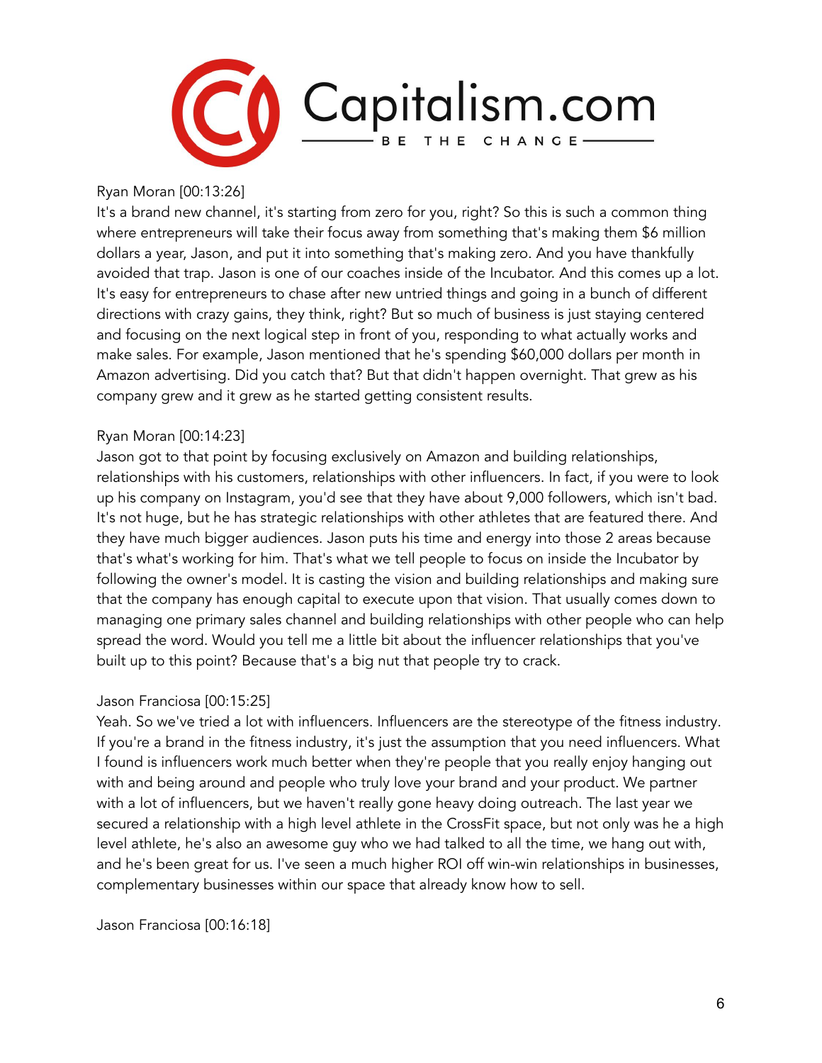Ryan Moran [00:13:26]
It's a brand new channel, it's starting from zero for you, right? So this is such a common thing where entrepreneurs will take their focus away from something that's making them $6 million dollars a year, Jason, and put it into something that's making zero. And you have thankfully avoided that trap. Jason is one of our coaches inside of the Incubator. And this comes up a lot. It's easy for entrepreneurs to chase after new untried things and going in a bunch of different directions with crazy gains, they think, right? But so much of business is just staying centered and focusing on the next logical step in front of you, responding to what actually works and make sales. For example, Jason mentioned that he's spending $60,000 dollars per month in Amazon advertising. Did you catch that? But that didn't happen overnight. That grew as his company grew and it grew as he started getting consistent results.

Ryan Moran [00:14:23]
Jason got to that point by focusing exclusively on Amazon and building relationships, relationships with his customers, relationships with other influencers. In fact, if you were to look up his company on Instagram, you'd see that they have about 9,000 followers, which isn't bad. It's not huge, but he has strategic relationships with other athletes that are featured there. And they have much bigger audiences. Jason puts his time and energy into those 2 areas because that's what's working for him. That's what we tell people to focus on inside the Incubator by following the owner's model. It is casting the vision and building relationships and making sure that the company has enough capital to execute upon that vision. That usually comes down to managing one primary sales channel and building relationships with other people who can help spread the word. Would you tell me a little bit about the influencer relationships that you've built up to this point? Because that's a big nut that people try to crack.

Jason Franciosa [00:15:25]
Yeah. So we've tried a lot with influencers. Influencers are the stereotype of the fitness industry. If you're a brand in the fitness industry, it's just the assumption that you need influencers. What I found is influencers work much better when they're people that you really enjoy hanging out with and being around and people who truly love your brand and your product. We partner with a lot of influencers, but we haven't really gone heavy doing outreach. The last year we secured a relationship with a high level athlete in the CrossFit space, but not only was he a high level athlete, he's also an awesome guy who we had talked to all the time, we hang out with, and he's been great for us. I've seen a much higher ROI off win-win relationships in businesses, complementary businesses within our space that already know how to sell.

Jason Franciosa [00:16:18]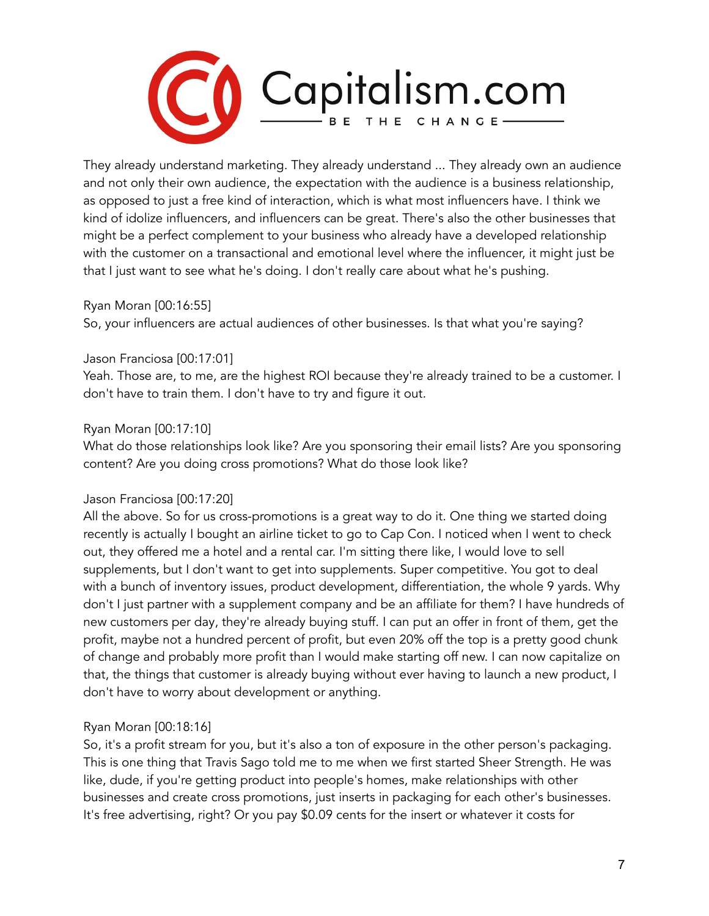They already understand marketing. They already understand ... They already own an audience and not only their own audience, the expectation with the audience is a business relationship, as opposed to just a free kind of interaction, which is what most influencers have. I think we kind of idolize influencers, and influencers can be great. There's also the other businesses that might be a perfect complement to your business who already have a developed relationship with the customer on a transactional and emotional level where the influencer, it might just be that I just want to see what he's doing. I don't really care about what he's pushing.

Ryan Moran [00:16:55]
So, your influencers are actual audiences of other businesses. Is that what you're saying?

Jason Franciosa [00:17:01]
Yeah. Those are, to me, are the highest ROI because they're already trained to be a customer. I don't have to train them. I don't have to try and figure it out.

Ryan Moran [00:17:10]
What do those relationships look like? Are you sponsoring their email lists? Are you sponsoring content? Are you doing cross promotions? What do those look like?

Jason Franciosa [00:17:20]
All the above. So for us cross-promotions is a great way to do it. One thing we started doing recently is actually I bought an airline ticket to go to Cap Con. I noticed when I went to check out, they offered me a hotel and a rental car. I'm sitting there like, I would love to sell supplements, but I don't want to get into supplements. Super competitive. You got to deal with a bunch of inventory issues, product development, differentiation, the whole 9 yards. Why don't I just partner with a supplement company and be an affiliate for them? I have hundreds of new customers per day, they're already buying stuff. I can put an offer in front of them, get the profit, maybe not a hundred percent of profit, but even 20% off the top is a pretty good chunk of change and probably more profit than I would make starting off new. I can now capitalize on that, the things that customer is already buying without ever having to launch a new product, I don't have to worry about development or anything.

Ryan Moran [00:18:16]
So, it's a profit stream for you, but it's also a ton of exposure in the other person's packaging. This is one thing that Travis Sago told me to me when we first started Sheer Strength. He was like, dude, if you're getting product into people's homes, make relationships with other businesses and create cross promotions, just inserts in packaging for each other's businesses. It's free advertising, right? Or you pay $0.09 cents for the insert or whatever it costs for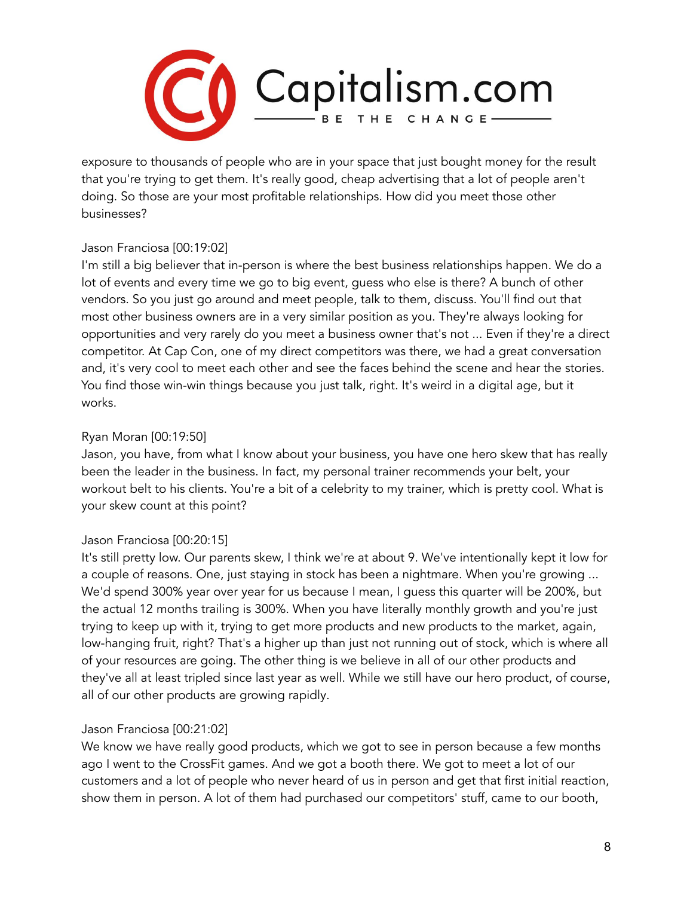exposure to thousands of people who are in your space that just bought money for the result that you're trying to get them. It's really good, cheap advertising that a lot of people aren't doing. So those are your most profitable relationships. How did you meet those other businesses?

Jason Franciosa [00:19:02]
I'm still a big believer that in-person is where the best business relationships happen. We do a lot of events and every time we go to big event, guess who else is there? A bunch of other vendors. So you just go around and meet people, talk to them, discuss. You'll find out that most other business owners are in a very similar position as you. They're always looking for opportunities and very rarely do you meet a business owner that's not ... Even if they're a direct competitor. At Cap Con, one of my direct competitors was there, we had a great conversation and, it's very cool to meet each other and see the faces behind the scene and hear the stories. You find those win-win things because you just talk, right. It's weird in a digital age, but it works.

Ryan Moran [00:19:50]
Jason, you have, from what I know about your business, you have one hero skew that has really been the leader in the business. In fact, my personal trainer recommends your belt, your workout belt to his clients. You're a bit of a celebrity to my trainer, which is pretty cool. What is your skew count at this point?

Jason Franciosa [00:20:15]
It's still pretty low. Our parents skew, I think we're at about 9. We've intentionally kept it low for a couple of reasons. One, just staying in stock has been a nightmare. When you're growing ... We'd spend 300% year over year for us because I mean, I guess this quarter will be 200%, but the actual 12 months trailing is 300%. When you have literally monthly growth and you're just trying to keep up with it, trying to get more products and new products to the market, again, low-hanging fruit, right? That's a higher up than just not running out of stock, which is where all of your resources are going. The other thing is we believe in all of our other products and they've all at least tripled since last year as well. While we still have our hero product, of course, all of our other products are growing rapidly.

Jason Franciosa [00:21:02]
We know we have really good products, which we got to see in person because a few months ago I went to the CrossFit games. And we got a booth there. We got to meet a lot of our customers and a lot of people who never heard of us in person and get that first initial reaction, show them in person. A lot of them had purchased our competitors' stuff, came to our booth,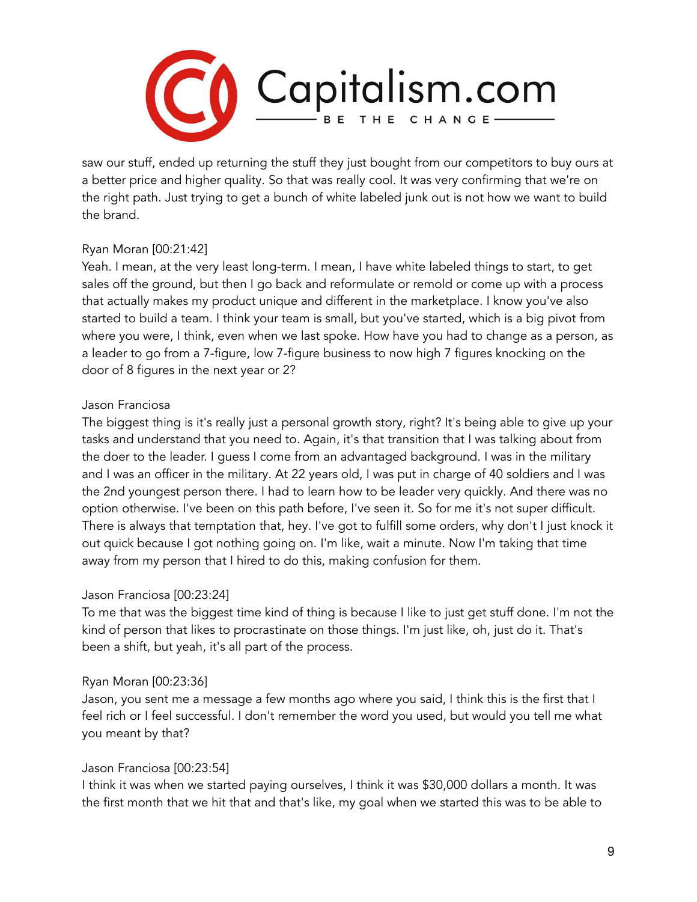saw our stuff, ended up returning the stuff they just bought from our competitors to buy ours at a better price and higher quality. So that was really cool. It was very confirming that we're on the right path. Just trying to get a bunch of white labeled junk out is not how we want to build the brand.

Ryan Moran [00:21:42]
Yeah. I mean, at the very least long-term. I mean, I have white labeled things to start, to get sales off the ground, but then I go back and reformulate or remold or come up with a process that actually makes my product unique and different in the marketplace. I know you've also started to build a team. I think your team is small, but you've started, which is a big pivot from where you were, I think, even when we last spoke. How have you had to change as a person, as a leader to go from a 7-figure, low 7-figure business to now high 7 figures knocking on the door of 8 figures in the next year or 2?

Jason Franciosa
The biggest thing is it's really just a personal growth story, right? It's being able to give up your tasks and understand that you need to. Again, it's that transition that I was talking about from the doer to the leader. I guess I come from an advantaged background. I was in the military and I was an officer in the military. At 22 years old, I was put in charge of 40 soldiers and I was the 2nd youngest person there. I had to learn how to be leader very quickly. And there was no option otherwise. I've been on this path before, I've seen it. So for me it's not super difficult. There is always that temptation that, hey. I've got to fulfill some orders, why don't I just knock it out quick because I got nothing going on. I'm like, wait a minute. Now I'm taking that time away from my person that I hired to do this, making confusion for them.

Jason Franciosa [00:23:24]
To me that was the biggest time kind of thing is because I like to just get stuff done. I'm not the kind of person that likes to procrastinate on those things. I'm just like, oh, just do it. That's been a shift, but yeah, it's all part of the process.

Ryan Moran [00:23:36]
Jason, you sent me a message a few months ago where you said, I think this is the first that I feel rich or I feel successful. I don't remember the word you used, but would you tell me what you meant by that?

Jason Franciosa [00:23:54]
I think it was when we started paying ourselves, I think it was $30,000 dollars a month. It was the first month that we hit that and that's like, my goal when we started this was to be able to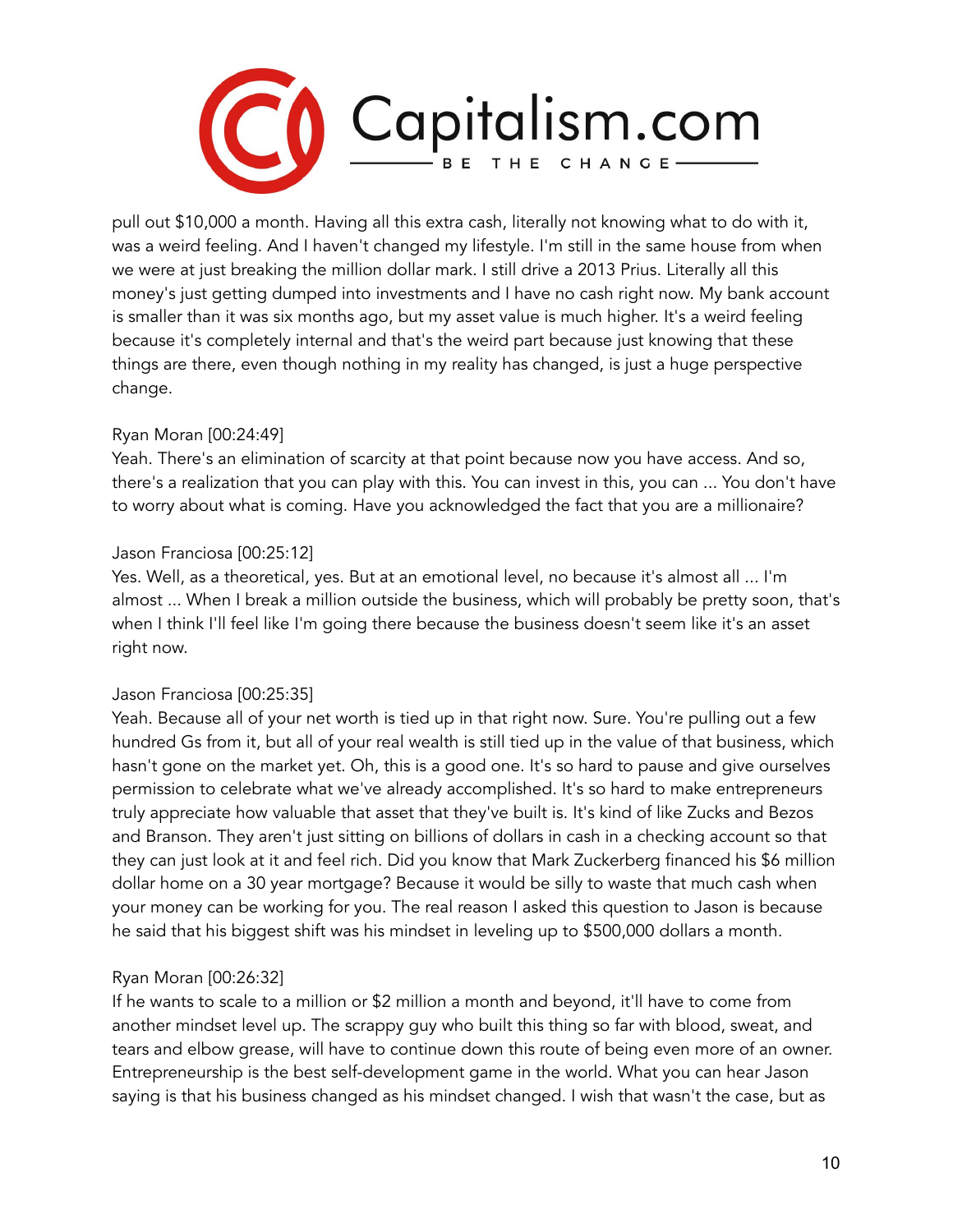pull out $10,000 a month. Having all this extra cash, literally not knowing what to do with it, was a weird feeling. And I haven't changed my lifestyle. I'm still in the same house from when we were at just breaking the million dollar mark. I still drive a 2013 Prius. Literally all this money's just getting dumped into investments and I have no cash right now. My bank account is smaller than it was six months ago, but my asset value is much higher. It's a weird feeling because it's completely internal and that's the weird part because just knowing that these things are there, even though nothing in my reality has changed, is just a huge perspective change.

Ryan Moran [00:24:49]
Yeah. There's an elimination of scarcity at that point because now you have access. And so, there's a realization that you can play with this. You can invest in this, you can ... You don't have to worry about what is coming. Have you acknowledged the fact that you are a millionaire?

Jason Franciosa [00:25:12]
Yes. Well, as a theoretical, yes. But at an emotional level, no because it's almost all ... I'm almost ... When I break a million outside the business, which will probably be pretty soon, that's when I think I'll feel like I'm going there because the business doesn't seem like it's an asset right now.

Jason Franciosa [00:25:35]
Yeah. Because all of your net worth is tied up in that right now. Sure. You're pulling out a few hundred Gs from it, but all of your real wealth is still tied up in the value of that business, which hasn't gone on the market yet. Oh, this is a good one. It's so hard to pause and give ourselves permission to celebrate what we've already accomplished. It's so hard to make entrepreneurs truly appreciate how valuable that asset that they've built is. It's kind of like Zucks and Bezos and Branson. They aren't just sitting on billions of dollars in cash in a checking account so that they can just look at it and feel rich. Did you know that Mark Zuckerberg financed his $6 million dollar home on a 30 year mortgage? Because it would be silly to waste that much cash when your money can be working for you. The real reason I asked this question to Jason is because he said that his biggest shift was his mindset in leveling up to $500,000 dollars a month.

Ryan Moran [00:26:32]
If he wants to scale to a million or $2 million a month and beyond, it'll have to come from another mindset level up. The scrappy guy who built this thing so far with blood, sweat, and tears and elbow grease, will have to continue down this route of being even more of an owner. Entrepreneurship is the best self-development game in the world. What you can hear Jason saying is that his business changed as his mindset changed. I wish that wasn't the case, but as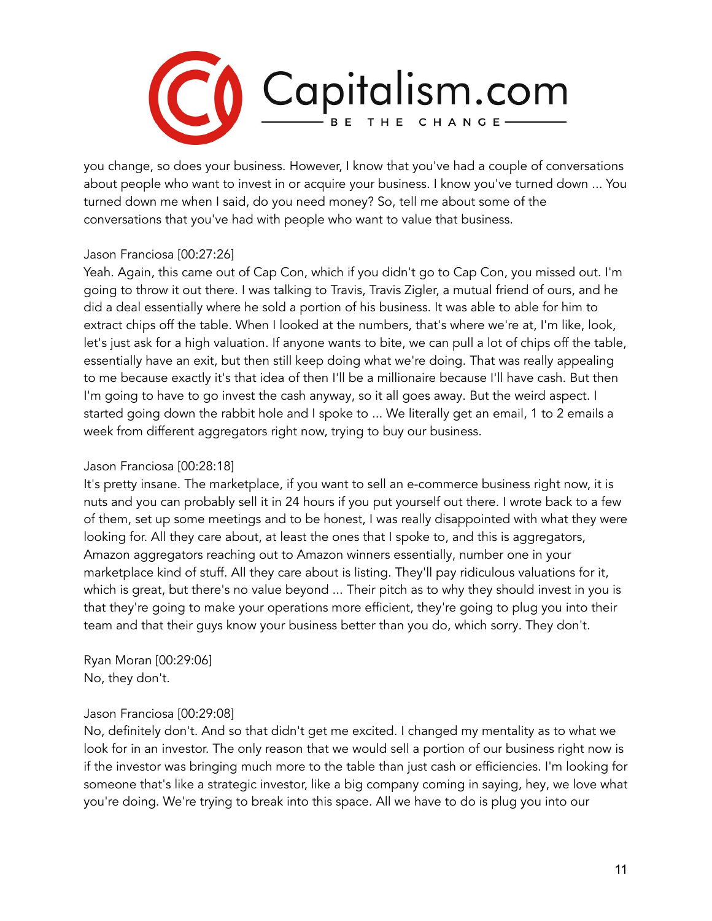you change, so does your business. However, I know that you've had a couple of conversations about people who want to invest in or acquire your business. I know you've turned down ... You turned down me when I said, do you need money? So, tell me about some of the conversations that you've had with people who want to value that business.

Jason Franciosa [00:27:26]
Yeah. Again, this came out of Cap Con, which if you didn't go to Cap Con, you missed out. I'm going to throw it out there. I was talking to Travis, Travis Zigler, a mutual friend of ours, and he did a deal essentially where he sold a portion of his business. It was able to able for him to extract chips off the table. When I looked at the numbers, that's where we're at, I'm like, look, let's just ask for a high valuation. If anyone wants to bite, we can pull a lot of chips off the table, essentially have an exit, but then still keep doing what we're doing. That was really appealing to me because exactly it's that idea of then I'll be a millionaire because I'll have cash. But then I'm going to have to go invest the cash anyway, so it all goes away. But the weird aspect. I started going down the rabbit hole and I spoke to ... We literally get an email, 1 to 2 emails a week from different aggregators right now, trying to buy our business.

Jason Franciosa [00:28:18]
It's pretty insane. The marketplace, if you want to sell an e-commerce business right now, it is nuts and you can probably sell it in 24 hours if you put yourself out there. I wrote back to a few of them, set up some meetings and to be honest, I was really disappointed with what they were looking for. All they care about, at least the ones that I spoke to, and this is aggregators, Amazon aggregators reaching out to Amazon winners essentially, number one in your marketplace kind of stuff. All they care about is listing. They'll pay ridiculous valuations for it, which is great, but there's no value beyond ... Their pitch as to why they should invest in you is that they're going to make your operations more efficient, they're going to plug you into their team and that their guys know your business better than you do, which sorry. They don't.

Ryan Moran [00:29:06]
No, they don't.

Jason Franciosa [00:29:08]
No, definitely don't. And so that didn't get me excited. I changed my mentality as to what we look for in an investor. The only reason that we would sell a portion of our business right now is if the investor was bringing much more to the table than just cash or efficiencies. I'm looking for someone that's like a strategic investor, like a big company coming in saying, hey, we love what you're doing. We're trying to break into this space. All we have to do is plug you into our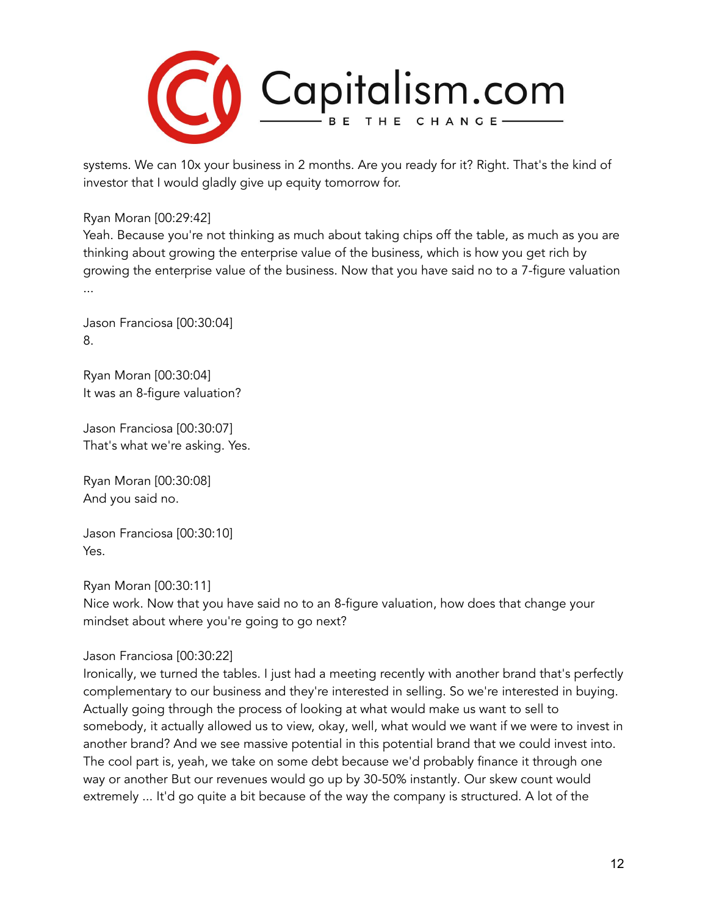systems. We can 10x your business in 2 months. Are you ready for it? Right. That's the kind of investor that I would gladly give up equity tomorrow for.

Ryan Moran [00:29:42]
Yeah. Because you're not thinking as much about taking chips off the table, as much as you are thinking about growing the enterprise value of the business, which is how you get rich by growing the enterprise value of the business. Now that you have said no to a 7-figure valuation ...

Jason Franciosa [00:30:04]
8.

Ryan Moran [00:30:04]
It was an 8-figure valuation?

Jason Franciosa [00:30:07]
That's what we're asking. Yes.

Ryan Moran [00:30:08]
And you said no.

Jason Franciosa [00:30:10]
Yes.

Ryan Moran [00:30:11]
Nice work. Now that you have said no to an 8-figure valuation, how does that change your mindset about where you're going to go next?

Jason Franciosa [00:30:22]
Ironically, we turned the tables. I just had a meeting recently with another brand that's perfectly complementary to our business and they're interested in selling. So we're interested in buying. Actually going through the process of looking at what would make us want to sell to somebody, it actually allowed us to view, okay, well, what would we want if we were to invest in another brand? And we see massive potential in this potential brand that we could invest into. The cool part is, yeah, we take on some debt because we'd probably finance it through one way or another But our revenues would go up by 30-50% instantly. Our skew count would extremely ... It'd go quite a bit because of the way the company is structured. A lot of the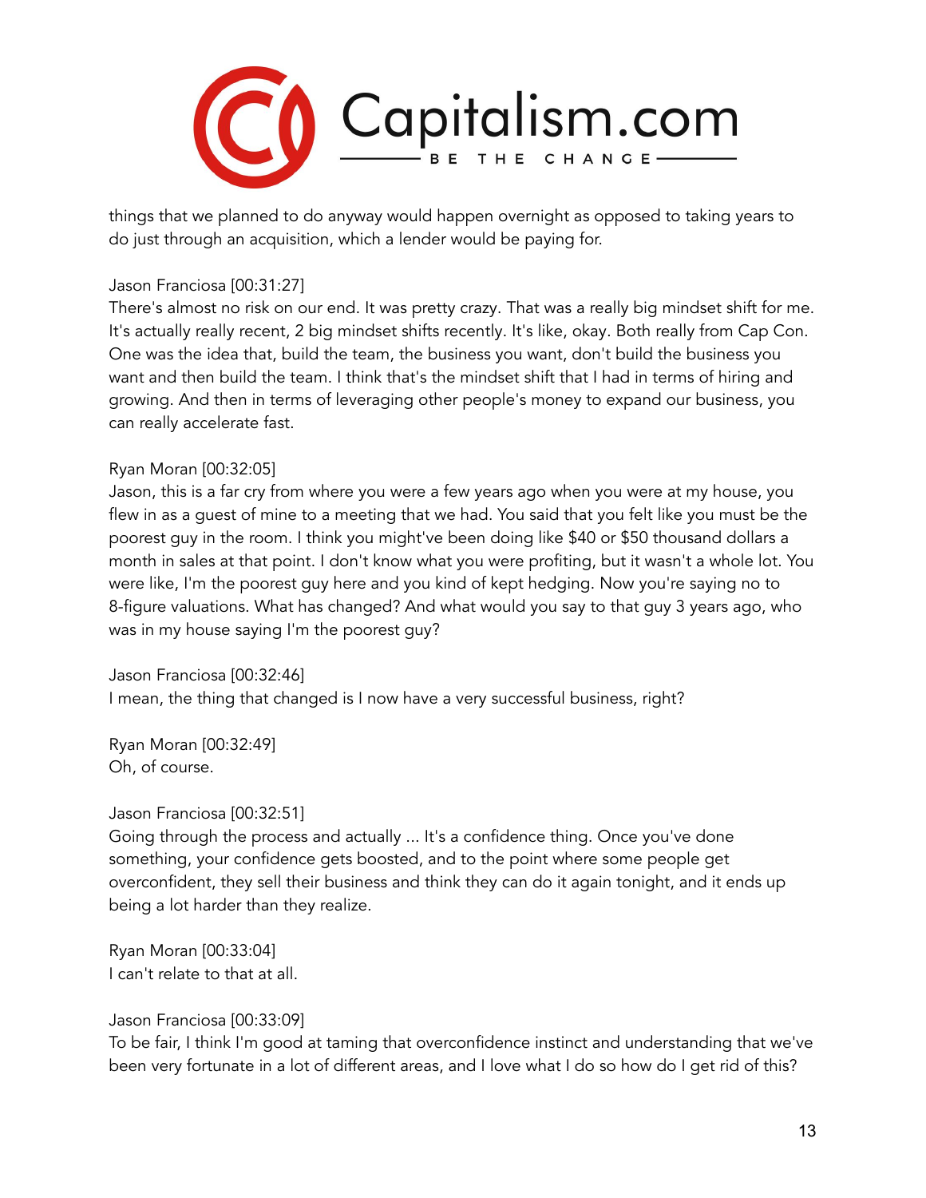things that we planned to do anyway would happen overnight as opposed to taking years to do just through an acquisition, which a lender would be paying for.

Jason Franciosa [00:31:27]
There's almost no risk on our end. It was pretty crazy. That was a really big mindset shift for me. It's actually really recent, 2 big mindset shifts recently. It's like, okay. Both really from Cap Con. One was the idea that, build the team, the business you want, don't build the business you want and then build the team. I think that's the mindset shift that I had in terms of hiring and growing. And then in terms of leveraging other people's money to expand our business, you can really accelerate fast.

Ryan Moran [00:32:05]
Jason, this is a far cry from where you were a few years ago when you were at my house, you flew in as a guest of mine to a meeting that we had. You said that you felt like you must be the poorest guy in the room. I think you might've been doing like $40 or $50 thousand dollars a month in sales at that point. I don't know what you were profiting, but it wasn't a whole lot. You were like, I'm the poorest guy here and you kind of kept hedging. Now you're saying no to 8-figure valuations. What has changed? And what would you say to that guy 3 years ago, who was in my house saying I'm the poorest guy?

Jason Franciosa [00:32:46]
I mean, the thing that changed is I now have a very successful business, right?

Ryan Moran [00:32:49]
Oh, of course.

Jason Franciosa [00:32:51]
Going through the process and actually ... It's a confidence thing. Once you've done something, your confidence gets boosted, and to the point where some people get overconfident, they sell their business and think they can do it again tonight, and it ends up being a lot harder than they realize.

Ryan Moran [00:33:04]
I can't relate to that at all.

Jason Franciosa [00:33:09]
To be fair, I think I'm good at taming that overconfidence instinct and understanding that we've been very fortunate in a lot of different areas, and I love what I do so how do I get rid of this?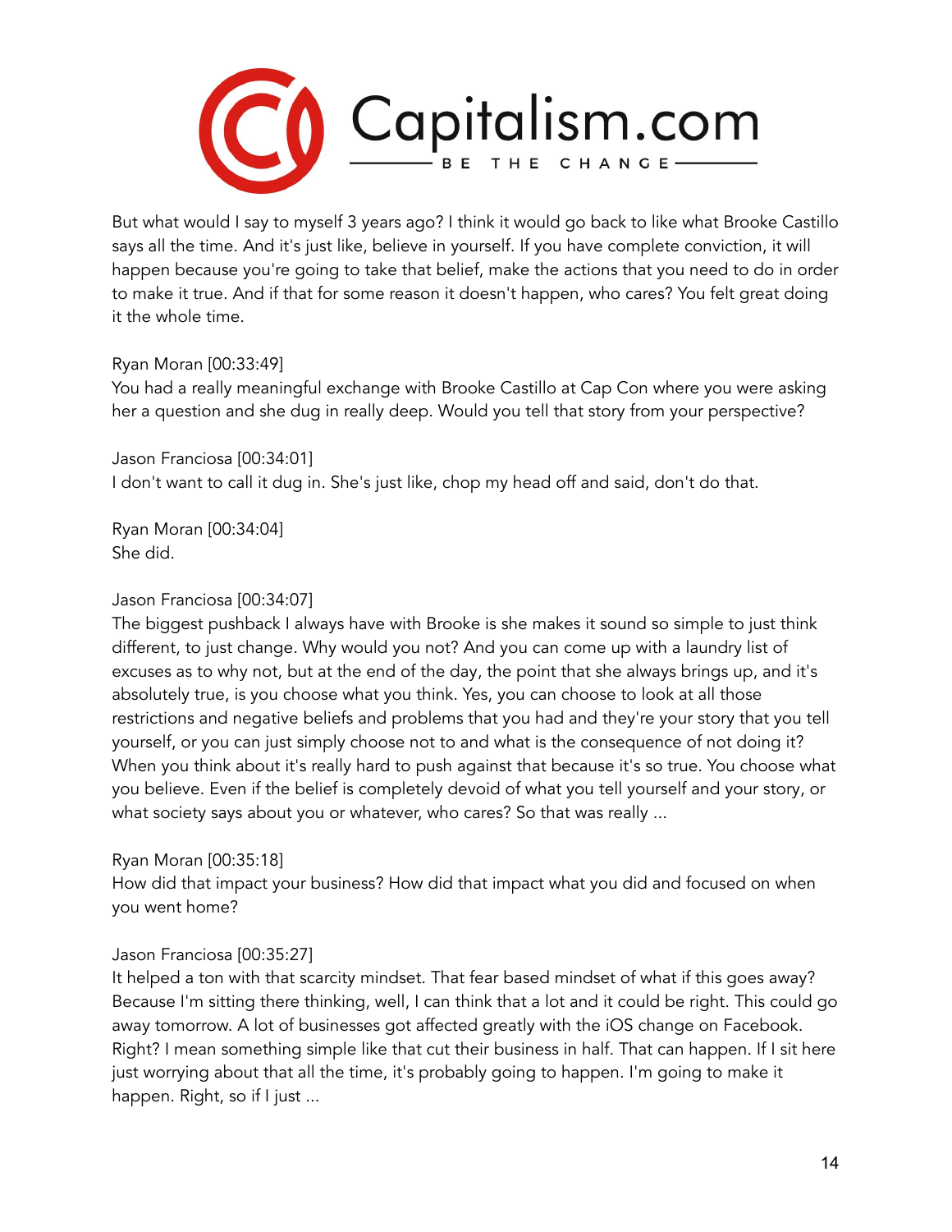But what would I say to myself 3 years ago? I think it would go back to like what Brooke Castillo says all the time. And it's just like, believe in yourself. If you have complete conviction, it will happen because you're going to take that belief, make the actions that you need to do in order to make it true. And if that for some reason it doesn't happen, who cares? You felt great doing it the whole time.

Ryan Moran [00:33:49]
You had a really meaningful exchange with Brooke Castillo at Cap Con where you were asking her a question and she dug in really deep. Would you tell that story from your perspective?

Jason Franciosa [00:34:01]
I don't want to call it dug in. She's just like, chop my head off and said, don't do that.

Ryan Moran [00:34:04]
She did.

Jason Franciosa [00:34:07]
The biggest pushback I always have with Brooke is she makes it sound so simple to just think different, to just change. Why would you not? And you can come up with a laundry list of excuses as to why not, but at the end of the day, the point that she always brings up, and it's absolutely true, is you choose what you think. Yes, you can choose to look at all those restrictions and negative beliefs and problems that you had and they're your story that you tell yourself, or you can just simply choose not to and what is the consequence of not doing it? When you think about it's really hard to push against that because it's so true. You choose what you believe. Even if the belief is completely devoid of what you tell yourself and your story, or what society says about you or whatever, who cares? So that was really ...

Ryan Moran [00:35:18]
How did that impact your business? How did that impact what you did and focused on when you went home?

Jason Franciosa [00:35:27]
It helped a ton with that scarcity mindset. That fear based mindset of what if this goes away? Because I'm sitting there thinking, well, I can think that a lot and it could be right. This could go away tomorrow. A lot of businesses got affected greatly with the iOS change on Facebook. Right? I mean something simple like that cut their business in half. That can happen. If I sit here just worrying about that all the time, it's probably going to happen. I'm going to make it happen. Right, so if I just ...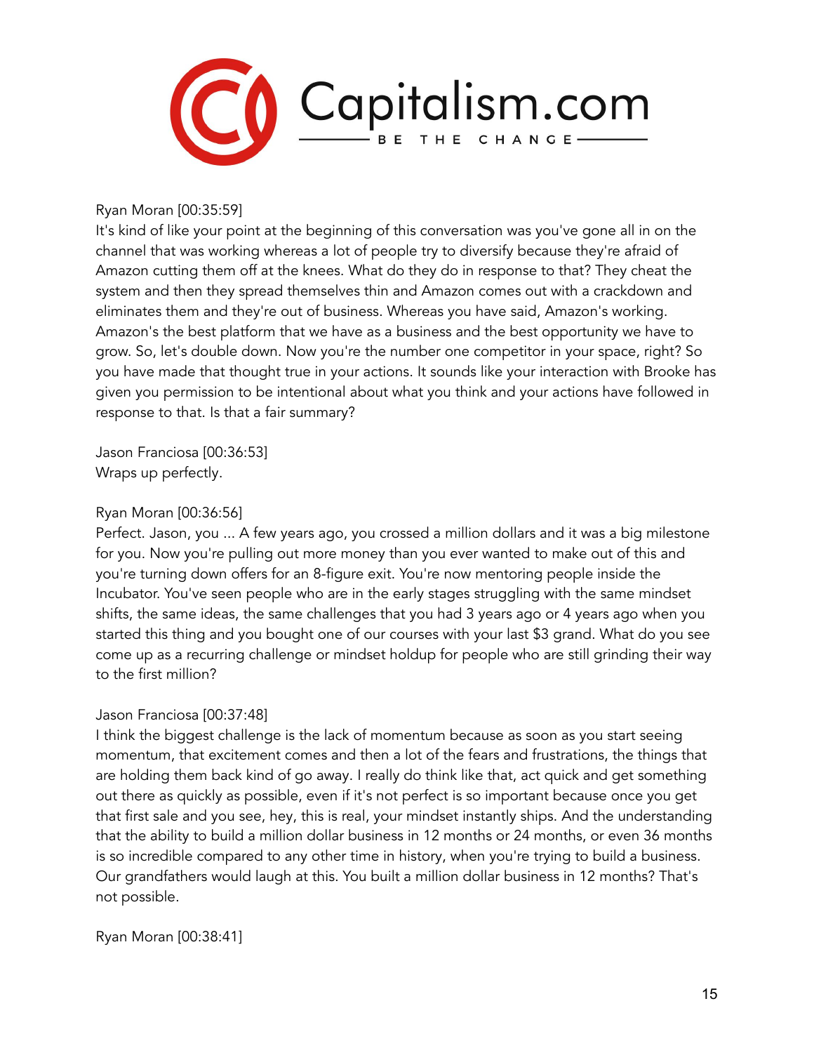Ryan Moran [00:35:59]
It's kind of like your point at the beginning of this conversation was you've gone all in on the channel that was working whereas a lot of people try to diversify because they're afraid of Amazon cutting them off at the knees. What do they do in response to that? They cheat the system and then they spread themselves thin and Amazon comes out with a crackdown and eliminates them and they're out of business. Whereas you have said, Amazon's working. Amazon's the best platform that we have as a business and the best opportunity we have to grow. So, let's double down. Now you're the number one competitor in your space, right? So you have made that thought true in your actions. It sounds like your interaction with Brooke has given you permission to be intentional about what you think and your actions have followed in response to that. Is that a fair summary?

Jason Franciosa [00:36:53]
Wraps up perfectly.

Ryan Moran [00:36:56]
Perfect. Jason, you ... A few years ago, you crossed a million dollars and it was a big milestone for you. Now you're pulling out more money than you ever wanted to make out of this and you're turning down offers for an 8-figure exit. You're now mentoring people inside the Incubator. You've seen people who are in the early stages struggling with the same mindset shifts, the same ideas, the same challenges that you had 3 years ago or 4 years ago when you started this thing and you bought one of our courses with your last $3 grand. What do you see come up as a recurring challenge or mindset holdup for people who are still grinding their way to the first million?

Jason Franciosa [00:37:48]
I think the biggest challenge is the lack of momentum because as soon as you start seeing momentum, that excitement comes and then a lot of the fears and frustrations, the things that are holding them back kind of go away. I really do think like that, act quick and get something out there as quickly as possible, even if it's not perfect is so important because once you get that first sale and you see, hey, this is real, your mindset instantly ships. And the understanding that the ability to build a million dollar business in 12 months or 24 months, or even 36 months is so incredible compared to any other time in history, when you're trying to build a business. Our grandfathers would laugh at this. You built a million dollar business in 12 months? That's not possible.

Ryan Moran [00:38:41]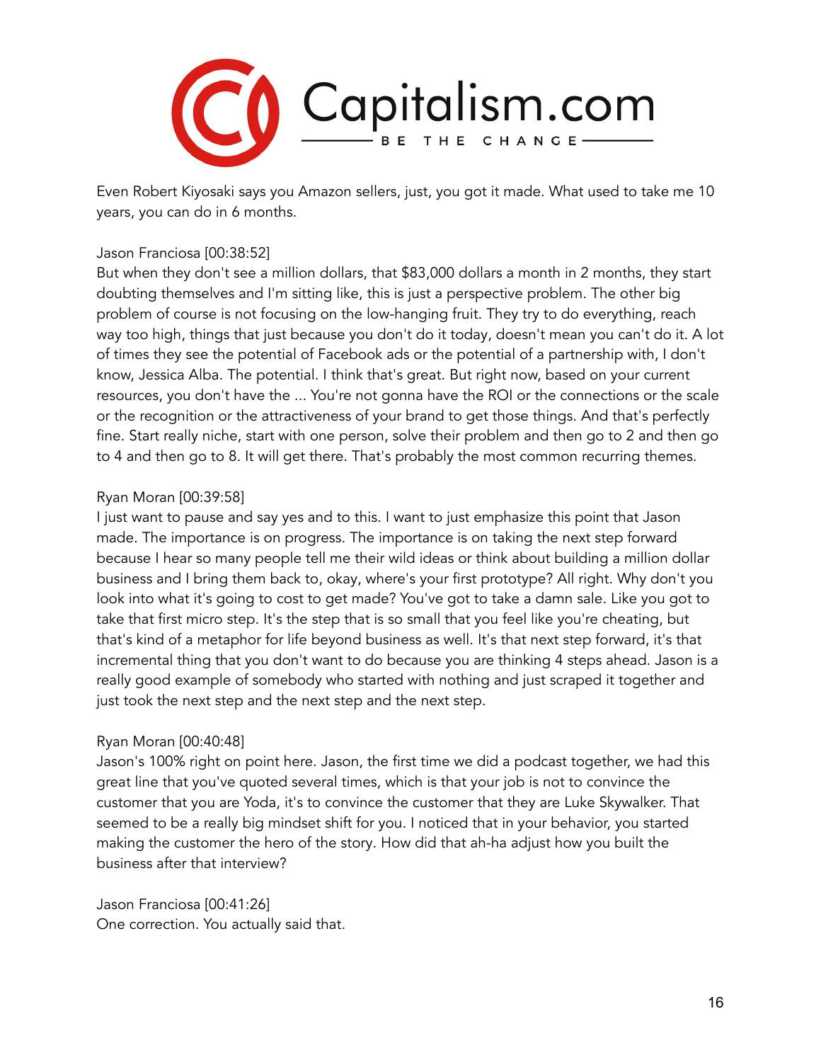Even Robert Kiyosaki says you Amazon sellers, just, you got it made. What used to take me 10 years, you can do in 6 months.

Jason Franciosa [00:38:52]
But when they don't see a million dollars, that $83,000 dollars a month in 2 months, they start doubting themselves and I'm sitting like, this is just a perspective problem. The other big problem of course is not focusing on the low-hanging fruit. They try to do everything, reach way too high, things that just because you don't do it today, doesn't mean you can't do it. A lot of times they see the potential of Facebook ads or the potential of a partnership with, I don't know, Jessica Alba. The potential. I think that's great. But right now, based on your current resources, you don't have the ... You're not gonna have the ROI or the connections or the scale or the recognition or the attractiveness of your brand to get those things. And that's perfectly fine. Start really niche, start with one person, solve their problem and then go to 2 and then go to 4 and then go to 8. It will get there. That's probably the most common recurring themes.

Ryan Moran [00:39:58]
I just want to pause and say yes and to this. I want to just emphasize this point that Jason made. The importance is on progress. The importance is on taking the next step forward because I hear so many people tell me their wild ideas or think about building a million dollar business and I bring them back to, okay, where's your first prototype? All right. Why don't you look into what it's going to cost to get made? You've got to take a damn sale. Like you got to take that first micro step. It's the step that is so small that you feel like you're cheating, but that's kind of a metaphor for life beyond business as well. It's that next step forward, it's that incremental thing that you don't want to do because you are thinking 4 steps ahead. Jason is a really good example of somebody who started with nothing and just scraped it together and just took the next step and the next step and the next step.

Ryan Moran [00:40:48]
Jason's 100% right on point here. Jason, the first time we did a podcast together, we had this great line that you've quoted several times, which is that your job is not to convince the customer that you are Yoda, it's to convince the customer that they are Luke Skywalker. That seemed to be a really big mindset shift for you. I noticed that in your behavior, you started making the customer the hero of the story. How did that ah-ha adjust how you built the business after that interview?

Jason Franciosa [00:41:26]
One correction. You actually said that.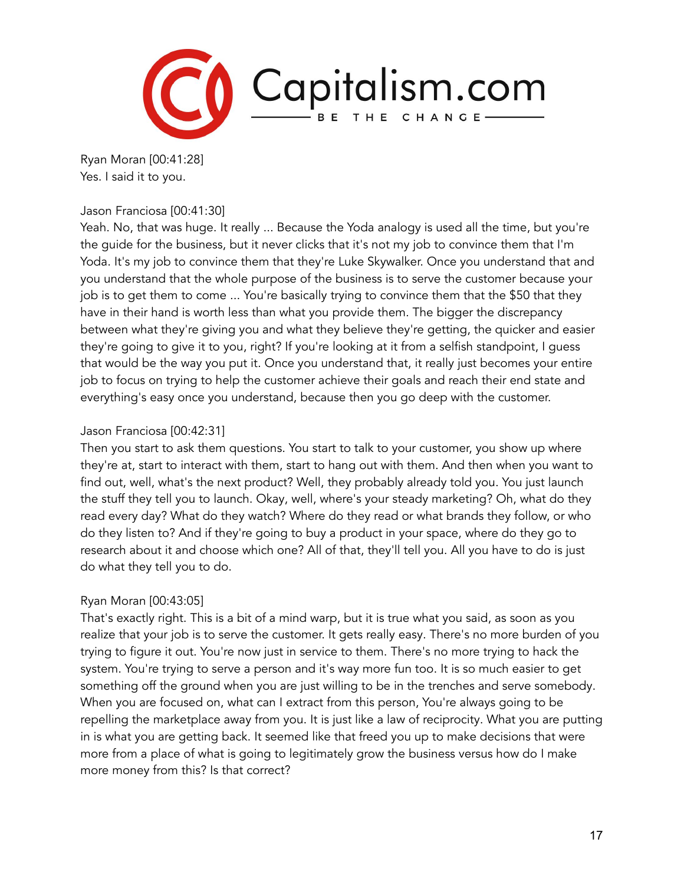Ryan Moran [00:41:28]
Yes. I said it to you.

Jason Franciosa [00:41:30]
Yeah. No, that was huge. It really ... Because the Yoda analogy is used all the time, but you're the guide for the business, but it never clicks that it's not my job to convince them that I'm Yoda. It's my job to convince them that they're Luke Skywalker. Once you understand that and you understand that the whole purpose of the business is to serve the customer because your job is to get them to come ... You're basically trying to convince them that the $50 that they have in their hand is worth less than what you provide them. The bigger the discrepancy between what they're giving you and what they believe they're getting, the quicker and easier they're going to give it to you, right? If you're looking at it from a selfish standpoint, I guess that would be the way you put it. Once you understand that, it really just becomes your entire job to focus on trying to help the customer achieve their goals and reach their end state and everything's easy once you understand, because then you go deep with the customer.

Jason Franciosa [00:42:31]
Then you start to ask them questions. You start to talk to your customer, you show up where they're at, start to interact with them, start to hang out with them. And then when you want to find out, well, what's the next product? Well, they probably already told you. You just launch the stuff they tell you to launch. Okay, well, where's your steady marketing? Oh, what do they read every day? What do they watch? Where do they read or what brands they follow, or who do they listen to? And if they're going to buy a product in your space, where do they go to research about it and choose which one? All of that, they'll tell you. All you have to do is just do what they tell you to do.

Ryan Moran [00:43:05]
That's exactly right. This is a bit of a mind warp, but it is true what you said, as soon as you realize that your job is to serve the customer. It gets really easy. There's no more burden of you trying to figure it out. You're now just in service to them. There's no more trying to hack the system. You're trying to serve a person and it's way more fun too. It is so much easier to get something off the ground when you are just willing to be in the trenches and serve somebody. When you are focused on, what can I extract from this person, You're always going to be repelling the marketplace away from you. It is just like a law of reciprocity. What you are putting in is what you are getting back. It seemed like that freed you up to make decisions that were more from a place of what is going to legitimately grow the business versus how do I make more money from this? Is that correct?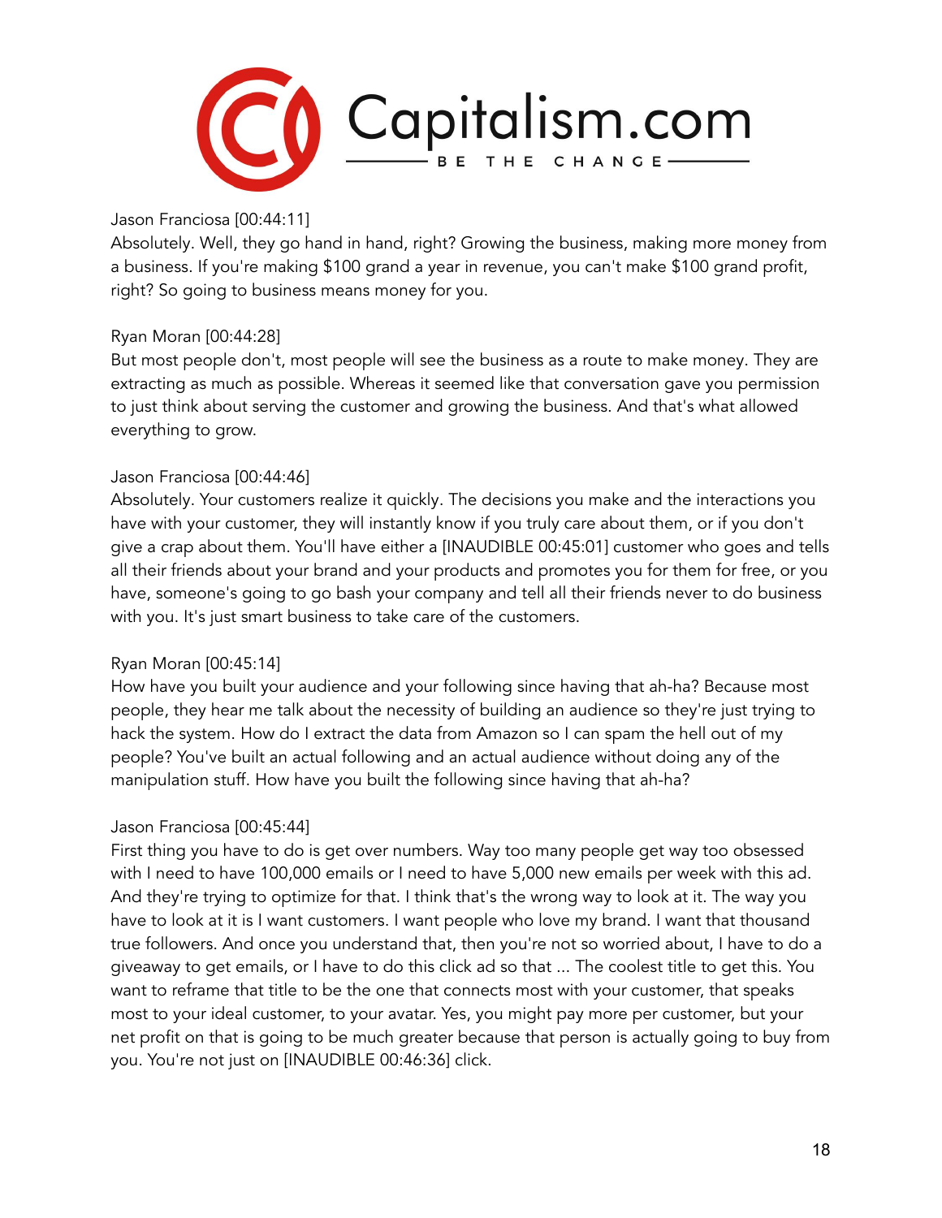Jason Franciosa [00:44:11]
Absolutely. Well, they go hand in hand, right? Growing the business, making more money from a business. If you're making $100 grand a year in revenue, you can't make $100 grand profit, right? So going to business means money for you.

Ryan Moran [00:44:28]
But most people don't, most people will see the business as a route to make money. They are extracting as much as possible. Whereas it seemed like that conversation gave you permission to just think about serving the customer and growing the business. And that's what allowed everything to grow.

Jason Franciosa [00:44:46]
Absolutely. Your customers realize it quickly. The decisions you make and the interactions you have with your customer, they will instantly know if you truly care about them, or if you don't give a crap about them. You'll have either a [INAUDIBLE 00:45:01] customer who goes and tells all their friends about your brand and your products and promotes you for them for free, or you have, someone's going to go bash your company and tell all their friends never to do business with you. It's just smart business to take care of the customers.

Ryan Moran [00:45:14]
How have you built your audience and your following since having that ah-ha? Because most people, they hear me talk about the necessity of building an audience so they're just trying to hack the system. How do I extract the data from Amazon so I can spam the hell out of my people? You've built an actual following and an actual audience without doing any of the manipulation stuff. How have you built the following since having that ah-ha?

Jason Franciosa [00:45:44]
First thing you have to do is get over numbers. Way too many people get way too obsessed with I need to have 100,000 emails or I need to have 5,000 new emails per week with this ad. And they're trying to optimize for that. I think that's the wrong way to look at it. The way you have to look at it is I want customers. I want people who love my brand. I want that thousand true followers. And once you understand that, then you're not so worried about, I have to do a giveaway to get emails, or I have to do this click ad so that ... The coolest title to get this. You want to reframe that title to be the one that connects most with your customer, that speaks most to your ideal customer, to your avatar. Yes, you might pay more per customer, but your net profit on that is going to be much greater because that person is actually going to buy from you. You're not just on [INAUDIBLE 00:46:36] click.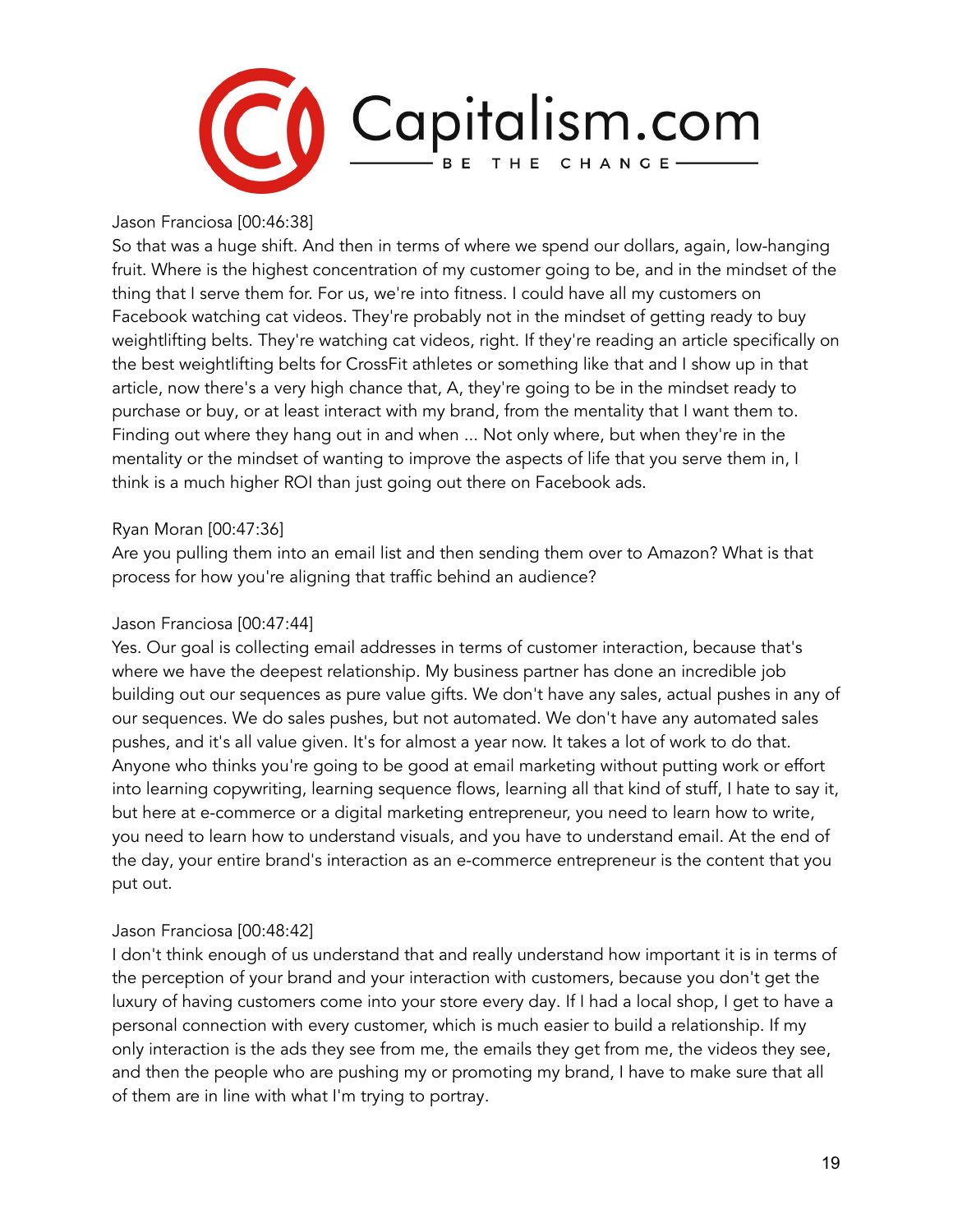Jason Franciosa [00:46:38]
So that was a huge shift. And then in terms of where we spend our dollars, again, low-hanging fruit. Where is the highest concentration of my customer going to be, and in the mindset of the thing that I serve them for. For us, we're into fitness. I could have all my customers on Facebook watching cat videos. They're probably not in the mindset of getting ready to buy weightlifting belts. They're watching cat videos, right. If they're reading an article specifically on the best weightlifting belts for CrossFit athletes or something like that and I show up in that article, now there's a very high chance that, A, they're going to be in the mindset ready to purchase or buy, or at least interact with my brand, from the mentality that I want them to. Finding out where they hang out in and when ... Not only where, but when they're in the mentality or the mindset of wanting to improve the aspects of life that you serve them in, I think is a much higher ROI than just going out there on Facebook ads.

Ryan Moran [00:47:36]
Are you pulling them into an email list and then sending them over to Amazon? What is that process for how you're aligning that traffic behind an audience?

Jason Franciosa [00:47:44]
Yes. Our goal is collecting email addresses in terms of customer interaction, because that's where we have the deepest relationship. My business partner has done an incredible job building out our sequences as pure value gifts. We don't have any sales, actual pushes in any of our sequences. We do sales pushes, but not automated. We don't have any automated sales pushes, and it's all value given. It's for almost a year now. It takes a lot of work to do that. Anyone who thinks you're going to be good at email marketing without putting work or effort into learning copywriting, learning sequence flows, learning all that kind of stuff, I hate to say it, but here at e-commerce or a digital marketing entrepreneur, you need to learn how to write, you need to learn how to understand visuals, and you have to understand email. At the end of the day, your entire brand's interaction as an e-commerce entrepreneur is the content that you put out.

Jason Franciosa [00:48:42]
I don't think enough of us understand that and really understand how important it is in terms of the perception of your brand and your interaction with customers, because you don't get the luxury of having customers come into your store every day. If I had a local shop, I get to have a personal connection with every customer, which is much easier to build a relationship. If my only interaction is the ads they see from me, the emails they get from me, the videos they see, and then the people who are pushing my or promoting my brand, I have to make sure that all of them are in line with what I'm trying to portray.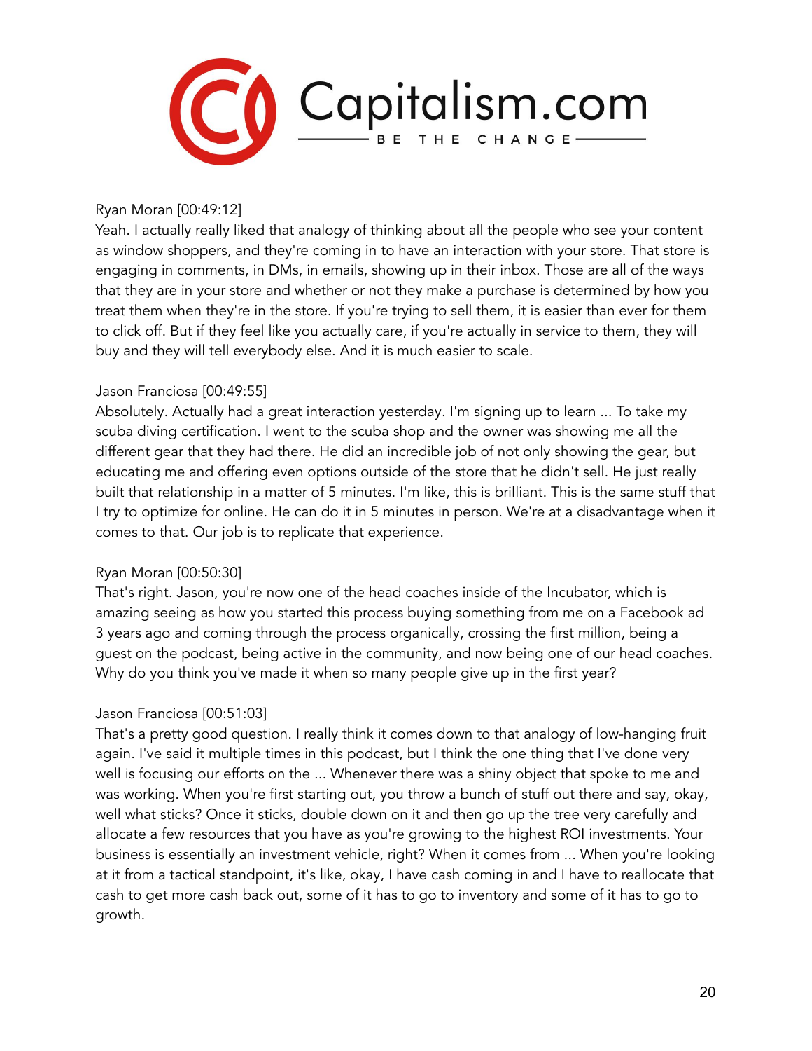Ryan Moran [00:49:12]
Yeah. I actually really liked that analogy of thinking about all the people who see your content as window shoppers, and they're coming in to have an interaction with your store. That store is engaging in comments, in DMs, in emails, showing up in their inbox. Those are all of the ways that they are in your store and whether or not they make a purchase is determined by how you treat them when they're in the store. If you're trying to sell them, it is easier than ever for them to click off. But if they feel like you actually care, if you're actually in service to them, they will buy and they will tell everybody else. And it is much easier to scale.

Jason Franciosa [00:49:55]
Absolutely. Actually had a great interaction yesterday. I'm signing up to learn ... To take my scuba diving certification. I went to the scuba shop and the owner was showing me all the different gear that they had there. He did an incredible job of not only showing the gear, but educating me and offering even options outside of the store that he didn't sell. He just really built that relationship in a matter of 5 minutes. I'm like, this is brilliant. This is the same stuff that I try to optimize for online. He can do it in 5 minutes in person. We're at a disadvantage when it comes to that. Our job is to replicate that experience.

Ryan Moran [00:50:30]
That's right. Jason, you're now one of the head coaches inside of the Incubator, which is amazing seeing as how you started this process buying something from me on a Facebook ad 3 years ago and coming through the process organically, crossing the first million, being a guest on the podcast, being active in the community, and now being one of our head coaches. Why do you think you've made it when so many people give up in the first year?

Jason Franciosa [00:51:03]
That's a pretty good question. I really think it comes down to that analogy of low-hanging fruit again. I've said it multiple times in this podcast, but I think the one thing that I've done very well is focusing our efforts on the ... Whenever there was a shiny object that spoke to me and was working. When you're first starting out, you throw a bunch of stuff out there and say, okay, well what sticks? Once it sticks, double down on it and then go up the tree very carefully and allocate a few resources that you have as you're growing to the highest ROI investments. Your business is essentially an investment vehicle, right? When it comes from ... When you're looking at it from a tactical standpoint, it's like, okay, I have cash coming in and I have to reallocate that cash to get more cash back out, some of it has to go to inventory and some of it has to go to growth.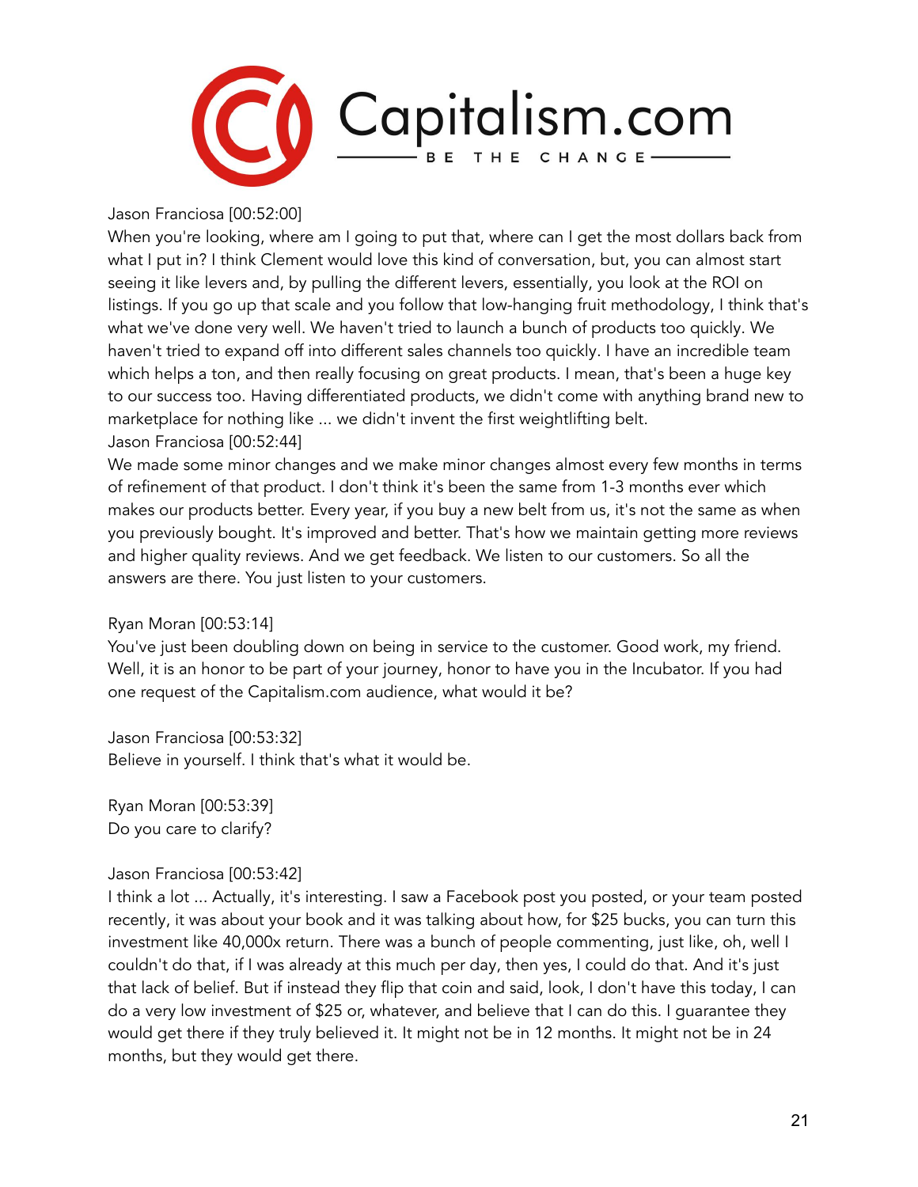Jason Franciosa [00:52:00]
When you're looking, where am I going to put that, where can I get the most dollars back from what I put in? I think Clement would love this kind of conversation, but, you can almost start seeing it like levers and, by pulling the different levers, essentially, you look at the ROI on listings. If you go up that scale and you follow that low-hanging fruit methodology, I think that's what we've done very well. We haven't tried to launch a bunch of products too quickly. We haven't tried to expand off into different sales channels too quickly. I have an incredible team which helps a ton, and then really focusing on great products. I mean, that's been a huge key to our success too. Having differentiated products, we didn't come with anything brand new to marketplace for nothing like ... we didn't invent the first weightlifting belt.
Jason Franciosa [00:52:44]
We made some minor changes and we make minor changes almost every few months in terms of refinement of that product. I don't think it's been the same from 1-3 months ever which makes our products better. Every year, if you buy a new belt from us, it's not the same as when you previously bought. It's improved and better. That's how we maintain getting more reviews and higher quality reviews. And we get feedback. We listen to our customers. So all the answers are there. You just listen to your customers.

Ryan Moran [00:53:14]
You've just been doubling down on being in service to the customer. Good work, my friend. Well, it is an honor to be part of your journey, honor to have you in the Incubator. If you had one request of the Capitalism.com audience, what would it be?

Jason Franciosa [00:53:32]
Believe in yourself. I think that's what it would be.

Ryan Moran [00:53:39]
Do you care to clarify?

Jason Franciosa [00:53:42]
I think a lot ... Actually, it's interesting. I saw a Facebook post you posted, or your team posted recently, it was about your book and it was talking about how, for $25 bucks, you can turn this investment like 40,000x return. There was a bunch of people commenting, just like, oh, well I couldn't do that, if I was already at this much per day, then yes, I could do that. And it's just that lack of belief. But if instead they flip that coin and said, look, I don't have this today, I can do a very low investment of $25 or, whatever, and believe that I can do this. I guarantee they would get there if they truly believed it. It might not be in 12 months. It might not be in 24 months, but they would get there.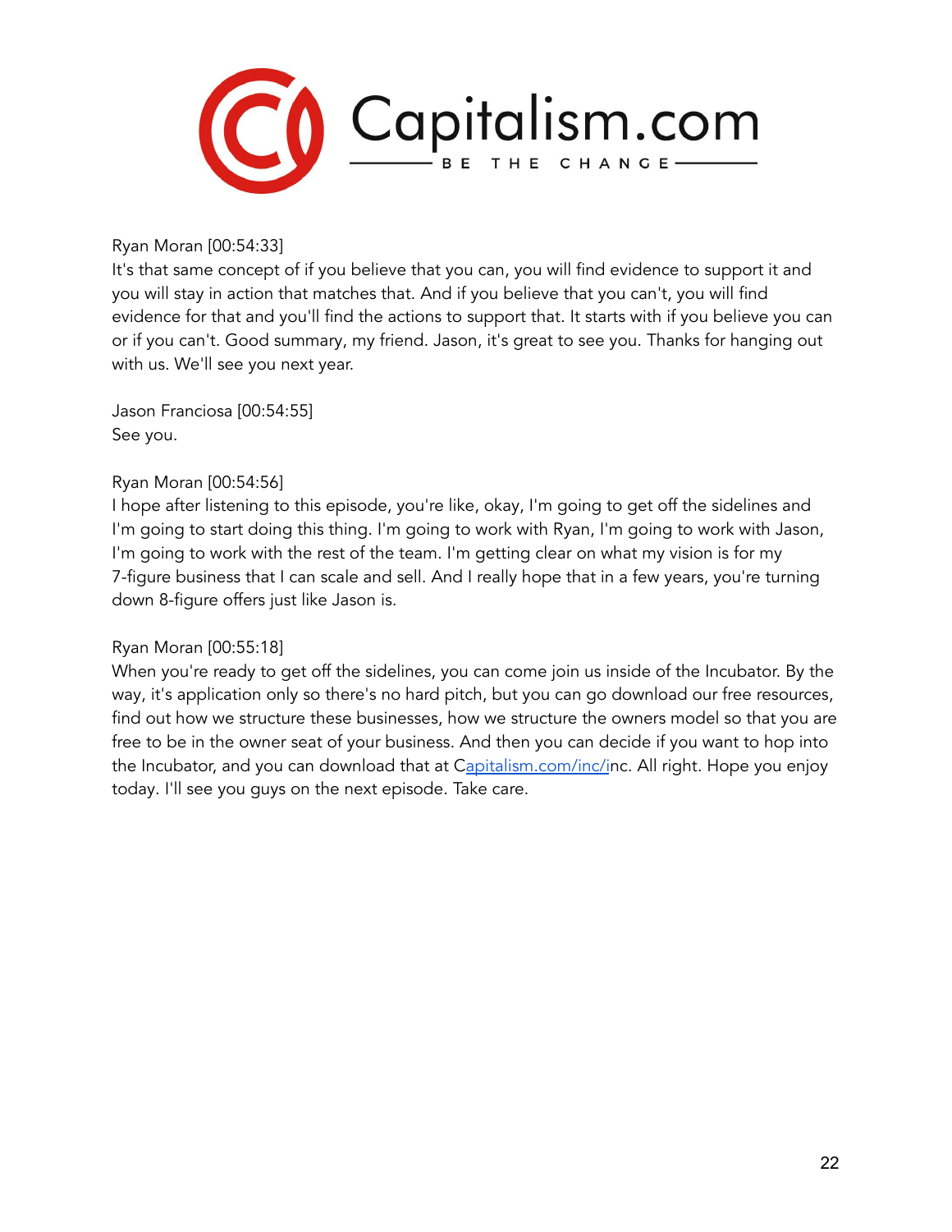Ryan Moran [00:54:33]
It's that same concept of if you believe that you can, you will find evidence to support it and you will stay in action that matches that. And if you believe that you can't, you will find evidence for that and you'll find the actions to support that. It starts with if you believe you can or if you can't. Good summary, my friend. Jason, it's great to see you. Thanks for hanging out with us. We'll see you next year.

Jason Franciosa [00:54:55]
See you.

Ryan Moran [00:54:56]
I hope after listening to this episode, you're like, okay, I'm going to get off the sidelines and I'm going to start doing this thing. I'm going to work with Ryan, I'm going to work with Jason, I'm going to work with the rest of the team. I'm getting clear on what my vision is for my 7-figure business that I can scale and sell. And I really hope that in a few years, you're turning down 8-figure offers just like Jason is.

Ryan Moran [00:55:18]
When you're ready to get off the sidelines, you can come join us inside of the Incubator. By the way, it's application only so there's no hard pitch, but you can go download our free resources, find out how we structure these businesses, how we structure the owners model so that you are free to be in the owner seat of your business. And then you can decide if you want to hop into the Incubator, and you can download that at Capitalism.com/inc/inc. All right. Hope you enjoy today. I'll see you guys on the next episode. Take care.